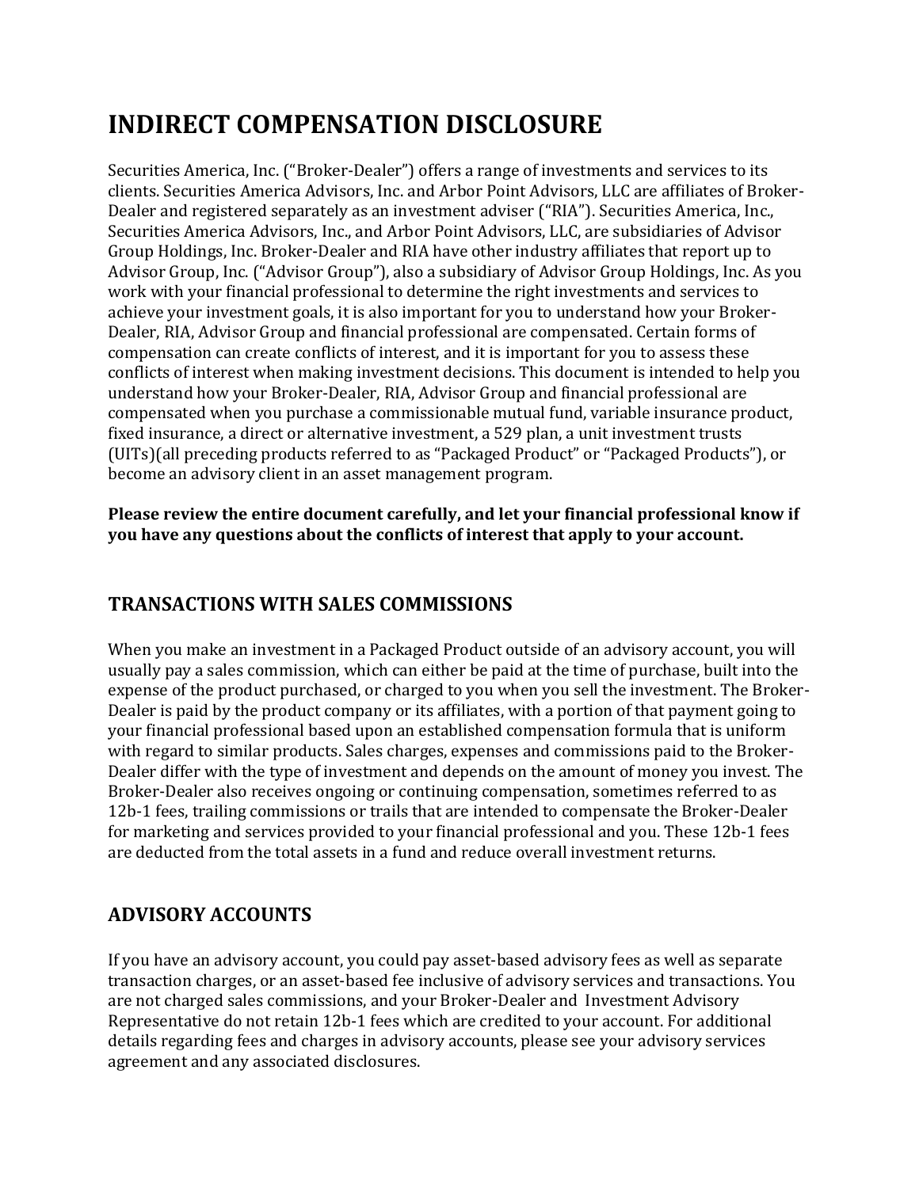# INDIRECT COMPENSATION DISCLOSURE

Securities America, Inc. ("Broker-Dealer") offers a range of investments and services to its clients. Securities America Advisors, Inc. and Arbor Point Advisors, LLC are affiliates of Broker-Dealer and registered separately as an investment adviser ("RIA"). Securities America, Inc., Securities America Advisors, Inc., and Arbor Point Advisors, LLC, are subsidiaries of Advisor Group Holdings, Inc. Broker-Dealer and RIA have other industry affiliates that report up to Advisor Group, Inc. ("Advisor Group"), also a subsidiary of Advisor Group Holdings, Inc. As you work with your financial professional to determine the right investments and services to achieve your investment goals, it is also important for you to understand how your Broker-Dealer, RIA, Advisor Group and financial professional are compensated. Certain forms of compensation can create conflicts of interest, and it is important for you to assess these conflicts of interest when making investment decisions. This document is intended to help you understand how your Broker-Dealer, RIA, Advisor Group and financial professional are compensated when you purchase a commissionable mutual fund, variable insurance product, fixed insurance, a direct or alternative investment, a 529 plan, a unit investment trusts (UITs)(all preceding products referred to as "Packaged Product" or "Packaged Products"), or become an advisory client in an asset management program.

**Please review the entire document carefully, and let your financial professional know if you have any questions about the conflicts of interest that apply to your account.**

## TRANSACTIONS WITH SALES COMMISSIONS

When you make an investment in a Packaged Product outside of an advisory account, you will usually pay a sales commission, which can either be paid at the time of purchase, built into the expense of the product purchased, or charged to you when you sell the investment. The Broker-Dealer is paid by the product company or its affiliates, with a portion of that payment going to your financial professional based upon an established compensation formula that is uniform with regard to similar products. Sales charges, expenses and commissions paid to the Broker-Dealer differ with the type of investment and depends on the amount of money you invest. The Broker-Dealer also receives ongoing or continuing compensation, sometimes referred to as 12b-1 fees, trailing commissions or trails that are intended to compensate the Broker-Dealer for marketing and services provided to your financial professional and you. These 12b-1 fees are deducted from the total assets in a fund and reduce overall investment returns.

## ADVISORY ACCOUNTS

If you have an advisory account, you could pay asset-based advisory fees as well as separate transaction charges, or an asset-based fee inclusive of advisory services and transactions. You are not charged sales commissions, and your Broker-Dealer and Investment Advisory Representative do not retain 12b-1 fees which are credited to your account. For additional details regarding fees and charges in advisory accounts, please see your advisory services agreement and any associated disclosures.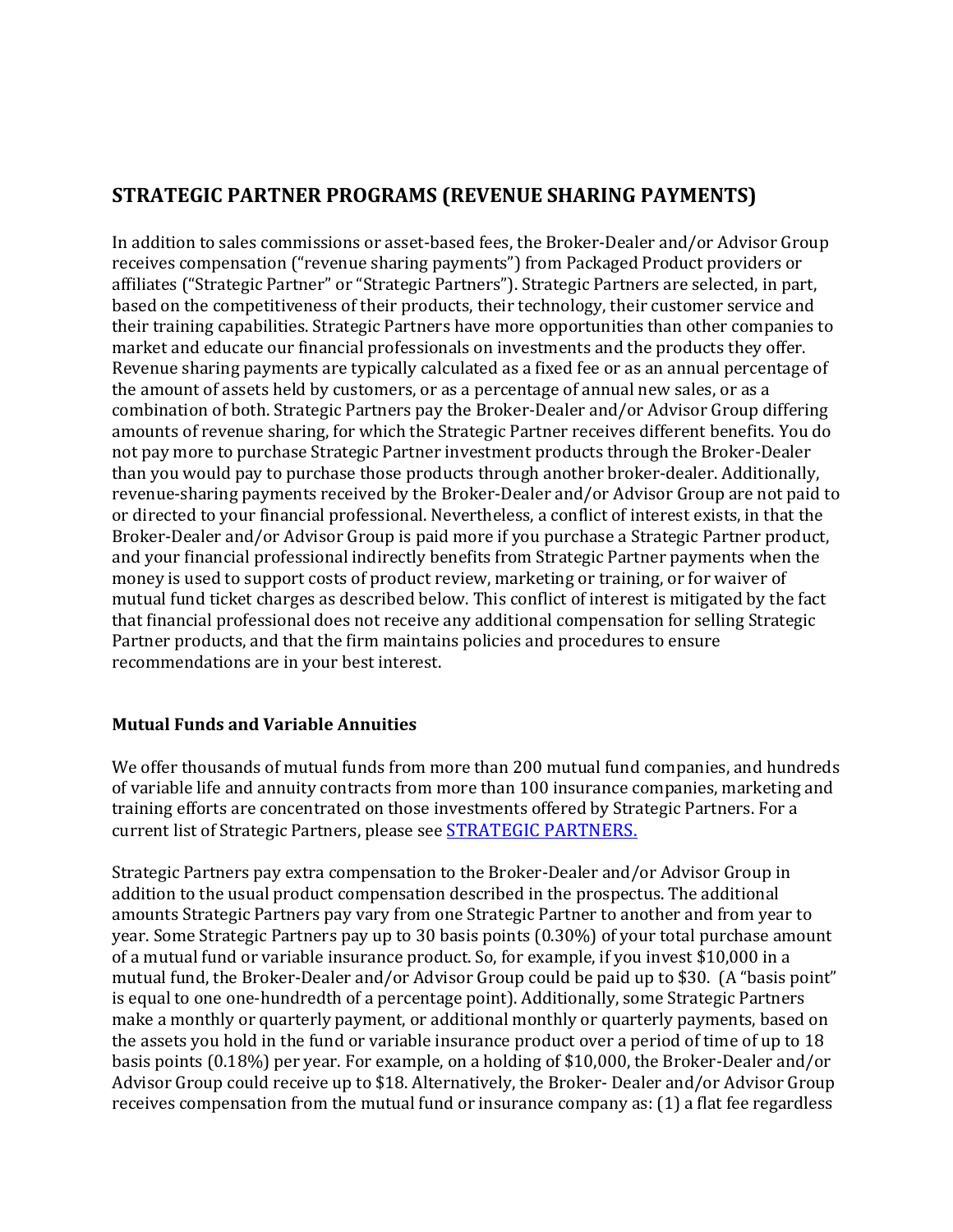## STRATEGIC PARTNER PROGRAMS (REVENUE SHARING PAYMENTS)

In addition to sales commissions or asset-based fees, the Broker-Dealer and/or Advisor Group receives compensation ("revenue sharing payments") from Packaged Product providers or affiliates ("Strategic Partner" or "Strategic Partners"). Strategic Partners are selected, in part, based on the competitiveness of their products, their technology, their customer service and their training capabilities. Strategic Partners have more opportunities than other companies to market and educate our financial professionals on investments and the products they offer. Revenue sharing payments are typically calculated as a fixed fee or as an annual percentage of the amount of assets held by customers, or as a percentage of annual new sales, or as a combination of both. Strategic Partners pay the Broker-Dealer and/or Advisor Group differing amounts of revenue sharing, for which the Strategic Partner receives different benefits. You do not pay more to purchase Strategic Partner investment products through the Broker-Dealer than you would pay to purchase those products through another broker-dealer. Additionally, revenue-sharing payments received by the Broker-Dealer and/or Advisor Group are not paid to or directed to your financial professional. Nevertheless, a conflict of interest exists, in that the Broker-Dealer and/or Advisor Group is paid more if you purchase a Strategic Partner product, and your financial professional indirectly benefits from Strategic Partner payments when the money is used to support costs of product review, marketing or training, or for waiver of mutual fund ticket charges as described below. This conflict of interest is mitigated by the fact that financial professional does not receive any additional compensation for selling Strategic Partner products, and that the firm maintains policies and procedures to ensure recommendations are in your best interest.

### Mutual Funds and Variable Annuities

We offer thousands of mutual funds from more than 200 mutual fund companies, and hundreds of variable life and annuity contracts from more than 100 insurance companies, marketing and training efforts are concentrated on those investments offered by Strategic Partners. For a current list of Strategic Partners, please see STRATEGIC PARTNERS.

Strategic Partners pay extra compensation to the Broker-Dealer and/or Advisor Group in addition to the usual product compensation described in the prospectus. The additional amounts Strategic Partners pay vary from one Strategic Partner to another and from year to year. Some Strategic Partners pay up to 30 basis points (0.30%) of your total purchase amount of a mutual fund or variable insurance product. So, for example, if you invest $10,000 in a mutual fund, the Broker-Dealer and/or Advisor Group could be paid up to $30. (A "basis point" is equal to one one-hundredth of a percentage point). Additionally, some Strategic Partners make a monthly or quarterly payment, or additional monthly or quarterly payments, based on the assets you hold in the fund or variable insurance product over a period of time of up to 18 basis points (0.18%) per year. For example, on a holding of $10,000, the Broker-Dealer and/or Advisor Group could receive up to $18. Alternatively, the Broker- Dealer and/or Advisor Group receives compensation from the mutual fund or insurance company as: (1) a flat fee regardless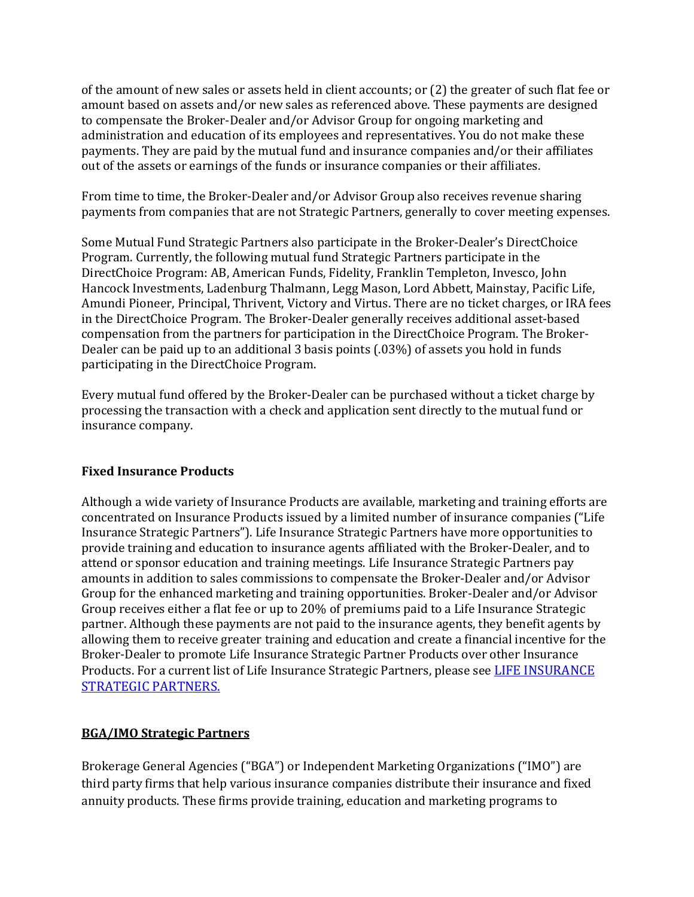of the amount of new sales or assets held in client accounts; or (2) the greater of such flat fee or amount based on assets and/or new sales as referenced above. These payments are designed to compensate the Broker-Dealer and/or Advisor Group for ongoing marketing and administration and education of its employees and representatives. You do not make these payments. They are paid by the mutual fund and insurance companies and/or their affiliates out of the assets or earnings of the funds or insurance companies or their affiliates.

From time to time, the Broker-Dealer and/or Advisor Group also receives revenue sharing payments from companies that are not Strategic Partners, generally to cover meeting expenses.

Some Mutual Fund Strategic Partners also participate in the Broker-Dealer's DirectChoice Program. Currently, the following mutual fund Strategic Partners participate in the DirectChoice Program: AB, American Funds, Fidelity, Franklin Templeton, Invesco, John Hancock Investments, Ladenburg Thalmann, Legg Mason, Lord Abbett, Mainstay, Pacific Life, Amundi Pioneer, Principal, Thrivent, Victory and Virtus. There are no ticket charges, or IRA fees in the DirectChoice Program. The Broker-Dealer generally receives additional asset-based compensation from the partners for participation in the DirectChoice Program. The Broker-Dealer can be paid up to an additional 3 basis points (.03%) of assets you hold in funds participating in the DirectChoice Program.

Every mutual fund offered by the Broker-Dealer can be purchased without a ticket charge by processing the transaction with a check and application sent directly to the mutual fund or insurance company.

**Fixed Insurance Products**

Although a wide variety of Insurance Products are available, marketing and training efforts are concentrated on Insurance Products issued by a limited number of insurance companies ("Life Insurance Strategic Partners"). Life Insurance Strategic Partners have more opportunities to provide training and education to insurance agents affiliated with the Broker-Dealer, and to attend or sponsor education and training meetings. Life Insurance Strategic Partners pay amounts in addition to sales commissions to compensate the Broker-Dealer and/or Advisor Group for the enhanced marketing and training opportunities. Broker-Dealer and/or Advisor Group receives either a flat fee or up to 20% of premiums paid to a Life Insurance Strategic partner. Although these payments are not paid to the insurance agents, they benefit agents by allowing them to receive greater training and education and create a financial incentive for the Broker-Dealer to promote Life Insurance Strategic Partner Products over other Insurance Products. For a current list of Life Insurance Strategic Partners, please see LIFE INSURANCE STRATEGIC PARTNERS.

**BGA/IMO Strategic Partners**

Brokerage General Agencies ("BGA") or Independent Marketing Organizations ("IMO") are third party firms that help various insurance companies distribute their insurance and fixed annuity products. These firms provide training, education and marketing programs to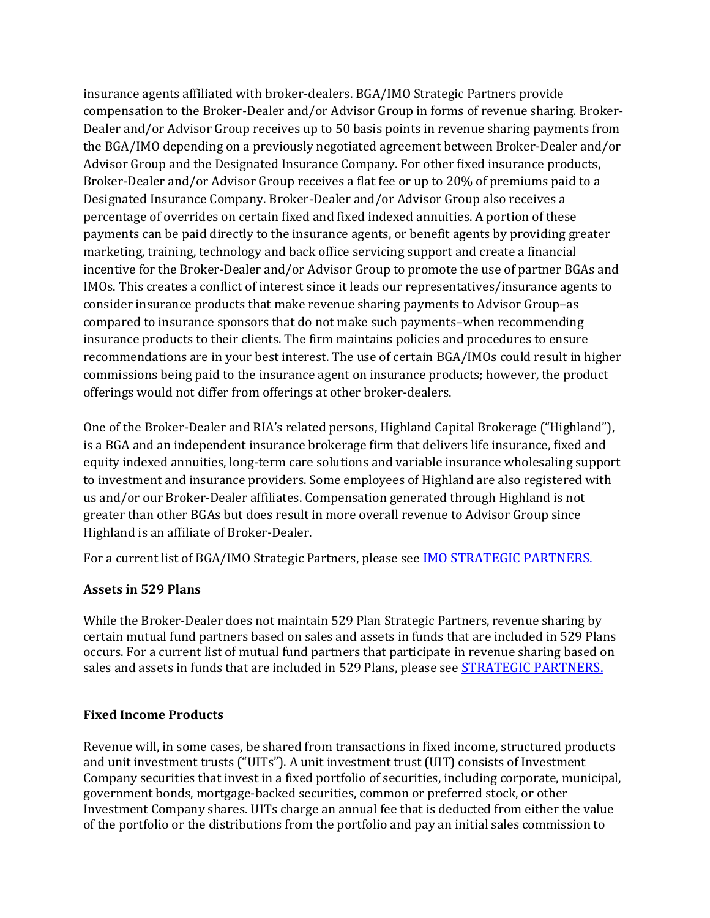insurance agents affiliated with broker-dealers. BGA/IMO Strategic Partners provide compensation to the Broker-Dealer and/or Advisor Group in forms of revenue sharing. Broker-Dealer and/or Advisor Group receives up to 50 basis points in revenue sharing payments from the BGA/IMO depending on a previously negotiated agreement between Broker-Dealer and/or Advisor Group and the Designated Insurance Company. For other fixed insurance products, Broker-Dealer and/or Advisor Group receives a flat fee or up to 20% of premiums paid to a Designated Insurance Company. Broker-Dealer and/or Advisor Group also receives a percentage of overrides on certain fixed and fixed indexed annuities. A portion of these payments can be paid directly to the insurance agents, or benefit agents by providing greater marketing, training, technology and back office servicing support and create a financial incentive for the Broker-Dealer and/or Advisor Group to promote the use of partner BGAs and IMOs. This creates a conflict of interest since it leads our representatives/insurance agents to consider insurance products that make revenue sharing payments to Advisor Group–as compared to insurance sponsors that do not make such payments–when recommending insurance products to their clients. The firm maintains policies and procedures to ensure recommendations are in your best interest. The use of certain BGA/IMOs could result in higher commissions being paid to the insurance agent on insurance products; however, the product offerings would not differ from offerings at other broker-dealers.

One of the Broker-Dealer and RIA's related persons, Highland Capital Brokerage ("Highland"), is a BGA and an independent insurance brokerage firm that delivers life insurance, fixed and equity indexed annuities, long-term care solutions and variable insurance wholesaling support to investment and insurance providers. Some employees of Highland are also registered with us and/or our Broker-Dealer affiliates. Compensation generated through Highland is not greater than other BGAs but does result in more overall revenue to Advisor Group since Highland is an affiliate of Broker-Dealer.

For a current list of BGA/IMO Strategic Partners, please see IMO STRATEGIC PARTNERS.

**Assets in 529 Plans**

While the Broker-Dealer does not maintain 529 Plan Strategic Partners, revenue sharing by certain mutual fund partners based on sales and assets in funds that are included in 529 Plans occurs. For a current list of mutual fund partners that participate in revenue sharing based on sales and assets in funds that are included in 529 Plans, please see STRATEGIC PARTNERS.

**Fixed Income Products**

Revenue will, in some cases, be shared from transactions in fixed income, structured products and unit investment trusts ("UITs"). A unit investment trust (UIT) consists of Investment Company securities that invest in a fixed portfolio of securities, including corporate, municipal, government bonds, mortgage-backed securities, common or preferred stock, or other Investment Company shares. UITs charge an annual fee that is deducted from either the value of the portfolio or the distributions from the portfolio and pay an initial sales commission to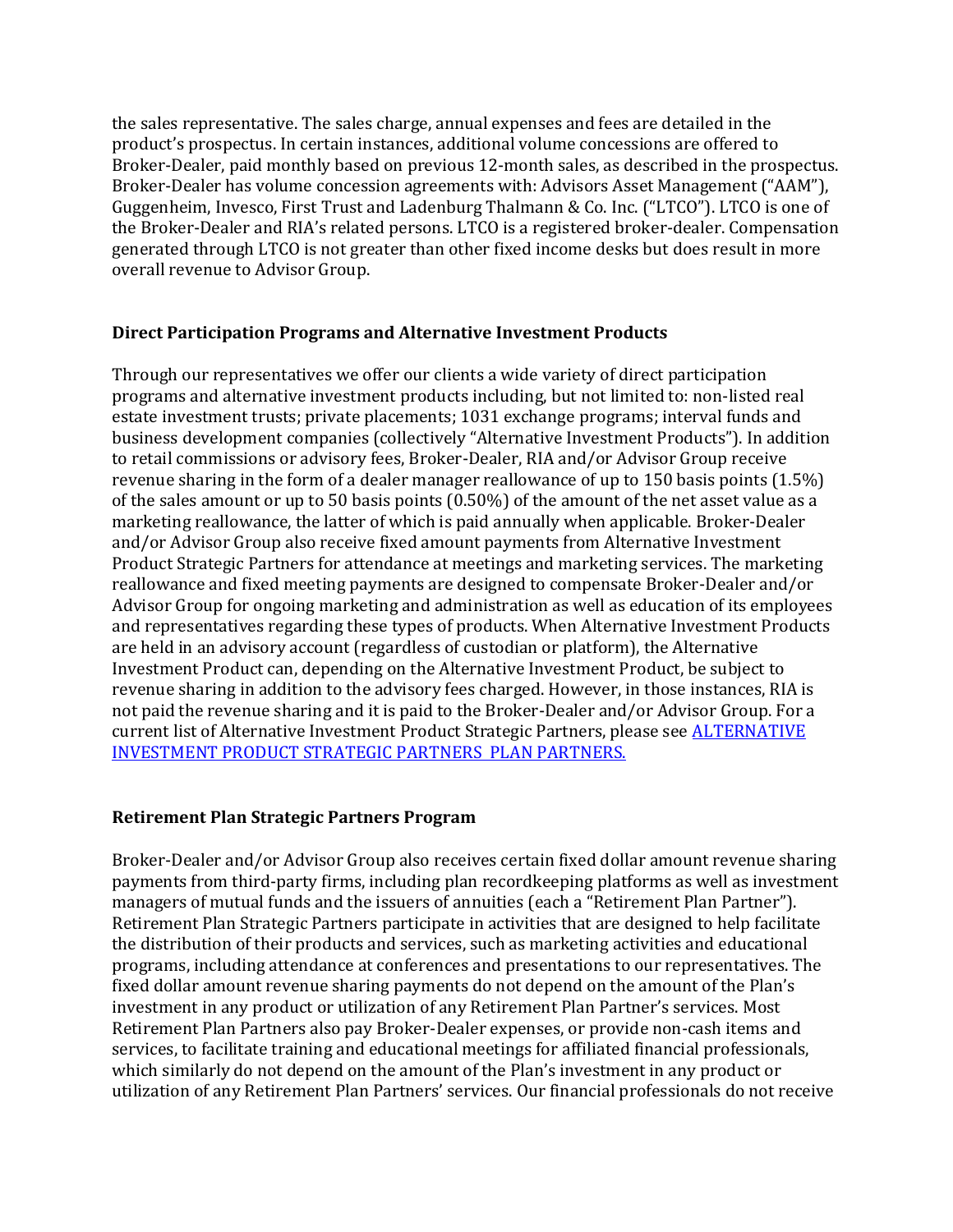the sales representative. The sales charge, annual expenses and fees are detailed in the product's prospectus. In certain instances, additional volume concessions are offered to Broker-Dealer, paid monthly based on previous 12-month sales, as described in the prospectus. Broker-Dealer has volume concession agreements with: Advisors Asset Management ("AAM"), Guggenheim, Invesco, First Trust and Ladenburg Thalmann & Co. Inc. ("LTCO"). LTCO is one of the Broker-Dealer and RIA's related persons. LTCO is a registered broker-dealer. Compensation generated through LTCO is not greater than other fixed income desks but does result in more overall revenue to Advisor Group.

**Direct Participation Programs and Alternative Investment Products**

Through our representatives we offer our clients a wide variety of direct participation programs and alternative investment products including, but not limited to: non-listed real estate investment trusts; private placements; 1031 exchange programs; interval funds and business development companies (collectively "Alternative Investment Products"). In addition to retail commissions or advisory fees, Broker-Dealer, RIA and/or Advisor Group receive revenue sharing in the form of a dealer manager reallowance of up to 150 basis points (1.5%) of the sales amount or up to 50 basis points (0.50%) of the amount of the net asset value as a marketing reallowance, the latter of which is paid annually when applicable. Broker-Dealer and/or Advisor Group also receive fixed amount payments from Alternative Investment Product Strategic Partners for attendance at meetings and marketing services. The marketing reallowance and fixed meeting payments are designed to compensate Broker-Dealer and/or Advisor Group for ongoing marketing and administration as well as education of its employees and representatives regarding these types of products. When Alternative Investment Products are held in an advisory account (regardless of custodian or platform), the Alternative Investment Product can, depending on the Alternative Investment Product, be subject to revenue sharing in addition to the advisory fees charged. However, in those instances, RIA is not paid the revenue sharing and it is paid to the Broker-Dealer and/or Advisor Group. For a current list of Alternative Investment Product Strategic Partners, please see ALTERNATIVE INVESTMENT PRODUCT STRATEGIC PARTNERS PLAN PARTNERS.

**Retirement Plan Strategic Partners Program**

Broker-Dealer and/or Advisor Group also receives certain fixed dollar amount revenue sharing payments from third-party firms, including plan recordkeeping platforms as well as investment managers of mutual funds and the issuers of annuities (each a "Retirement Plan Partner"). Retirement Plan Strategic Partners participate in activities that are designed to help facilitate the distribution of their products and services, such as marketing activities and educational programs, including attendance at conferences and presentations to our representatives. The fixed dollar amount revenue sharing payments do not depend on the amount of the Plan's investment in any product or utilization of any Retirement Plan Partner's services. Most Retirement Plan Partners also pay Broker-Dealer expenses, or provide non-cash items and services, to facilitate training and educational meetings for affiliated financial professionals, which similarly do not depend on the amount of the Plan's investment in any product or utilization of any Retirement Plan Partners' services. Our financial professionals do not receive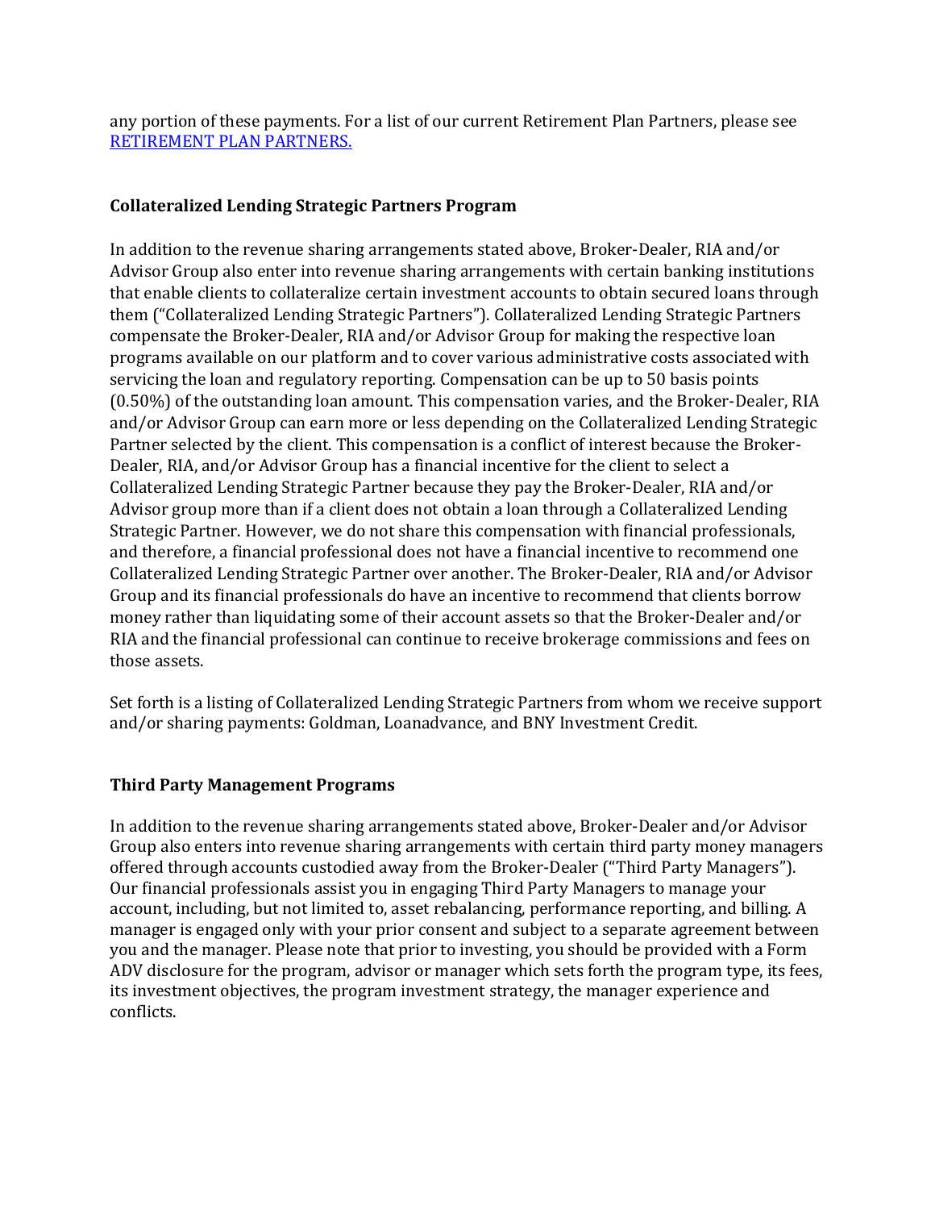any portion of these payments. For a list of our current Retirement Plan Partners, please see [RETIREMENT PLAN PARTNERS.]()

### Collateralized Lending Strategic Partners Program

In addition to the revenue sharing arrangements stated above, Broker-Dealer, RIA and/or Advisor Group also enter into revenue sharing arrangements with certain banking institutions that enable clients to collateralize certain investment accounts to obtain secured loans through them ("Collateralized Lending Strategic Partners"). Collateralized Lending Strategic Partners compensate the Broker-Dealer, RIA and/or Advisor Group for making the respective loan programs available on our platform and to cover various administrative costs associated with servicing the loan and regulatory reporting. Compensation can be up to 50 basis points (0.50%) of the outstanding loan amount. This compensation varies, and the Broker-Dealer, RIA and/or Advisor Group can earn more or less depending on the Collateralized Lending Strategic Partner selected by the client. This compensation is a conflict of interest because the Broker-Dealer, RIA, and/or Advisor Group has a financial incentive for the client to select a Collateralized Lending Strategic Partner because they pay the Broker-Dealer, RIA and/or Advisor group more than if a client does not obtain a loan through a Collateralized Lending Strategic Partner. However, we do not share this compensation with financial professionals, and therefore, a financial professional does not have a financial incentive to recommend one Collateralized Lending Strategic Partner over another. The Broker-Dealer, RIA and/or Advisor Group and its financial professionals do have an incentive to recommend that clients borrow money rather than liquidating some of their account assets so that the Broker-Dealer and/or RIA and the financial professional can continue to receive brokerage commissions and fees on those assets.

Set forth is a listing of Collateralized Lending Strategic Partners from whom we receive support and/or sharing payments: Goldman, Loanadvance, and BNY Investment Credit.

### Third Party Management Programs

In addition to the revenue sharing arrangements stated above, Broker-Dealer and/or Advisor Group also enters into revenue sharing arrangements with certain third party money managers offered through accounts custodied away from the Broker-Dealer ("Third Party Managers"). Our financial professionals assist you in engaging Third Party Managers to manage your account, including, but not limited to, asset rebalancing, performance reporting, and billing. A manager is engaged only with your prior consent and subject to a separate agreement between you and the manager. Please note that prior to investing, you should be provided with a Form ADV disclosure for the program, advisor or manager which sets forth the program type, its fees, its investment objectives, the program investment strategy, the manager experience and conflicts.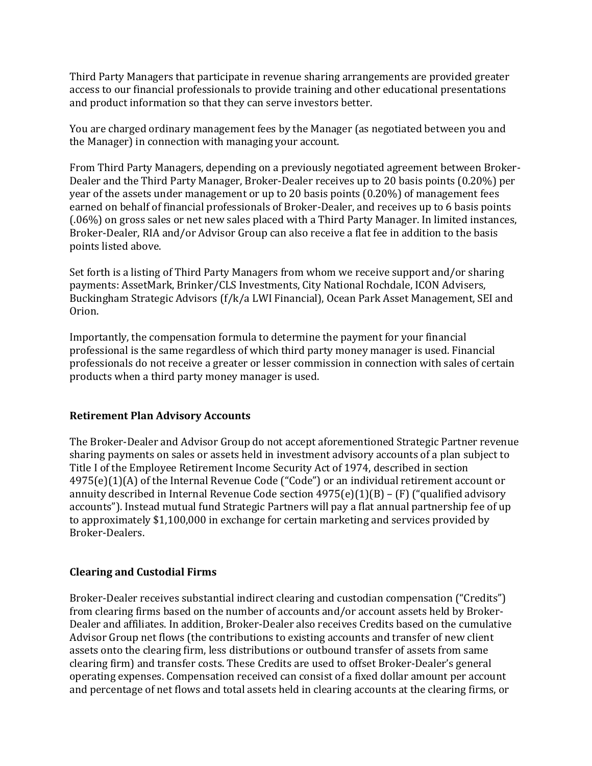Third Party Managers that participate in revenue sharing arrangements are provided greater access to our financial professionals to provide training and other educational presentations and product information so that they can serve investors better.

You are charged ordinary management fees by the Manager (as negotiated between you and the Manager) in connection with managing your account.

From Third Party Managers, depending on a previously negotiated agreement between Broker-Dealer and the Third Party Manager, Broker-Dealer receives up to 20 basis points (0.20%) per year of the assets under management or up to 20 basis points (0.20%) of management fees earned on behalf of financial professionals of Broker-Dealer, and receives up to 6 basis points (.06%) on gross sales or net new sales placed with a Third Party Manager. In limited instances, Broker-Dealer, RIA and/or Advisor Group can also receive a flat fee in addition to the basis points listed above.

Set forth is a listing of Third Party Managers from whom we receive support and/or sharing payments: AssetMark, Brinker/CLS Investments, City National Rochdale, ICON Advisers, Buckingham Strategic Advisors (f/k/a LWI Financial), Ocean Park Asset Management, SEI and Orion.

Importantly, the compensation formula to determine the payment for your financial professional is the same regardless of which third party money manager is used. Financial professionals do not receive a greater or lesser commission in connection with sales of certain products when a third party money manager is used.

**Retirement Plan Advisory Accounts**

The Broker-Dealer and Advisor Group do not accept aforementioned Strategic Partner revenue sharing payments on sales or assets held in investment advisory accounts of a plan subject to Title I of the Employee Retirement Income Security Act of 1974, described in section 4975(e)(1)(A) of the Internal Revenue Code ("Code") or an individual retirement account or annuity described in Internal Revenue Code section 4975(e)(1)(B) – (F) ("qualified advisory accounts"). Instead mutual fund Strategic Partners will pay a flat annual partnership fee of up to approximately $1,100,000 in exchange for certain marketing and services provided by Broker-Dealers.

**Clearing and Custodial Firms**

Broker-Dealer receives substantial indirect clearing and custodian compensation ("Credits") from clearing firms based on the number of accounts and/or account assets held by Broker-Dealer and affiliates. In addition, Broker-Dealer also receives Credits based on the cumulative Advisor Group net flows (the contributions to existing accounts and transfer of new client assets onto the clearing firm, less distributions or outbound transfer of assets from same clearing firm) and transfer costs. These Credits are used to offset Broker-Dealer's general operating expenses. Compensation received can consist of a fixed dollar amount per account and percentage of net flows and total assets held in clearing accounts at the clearing firms, or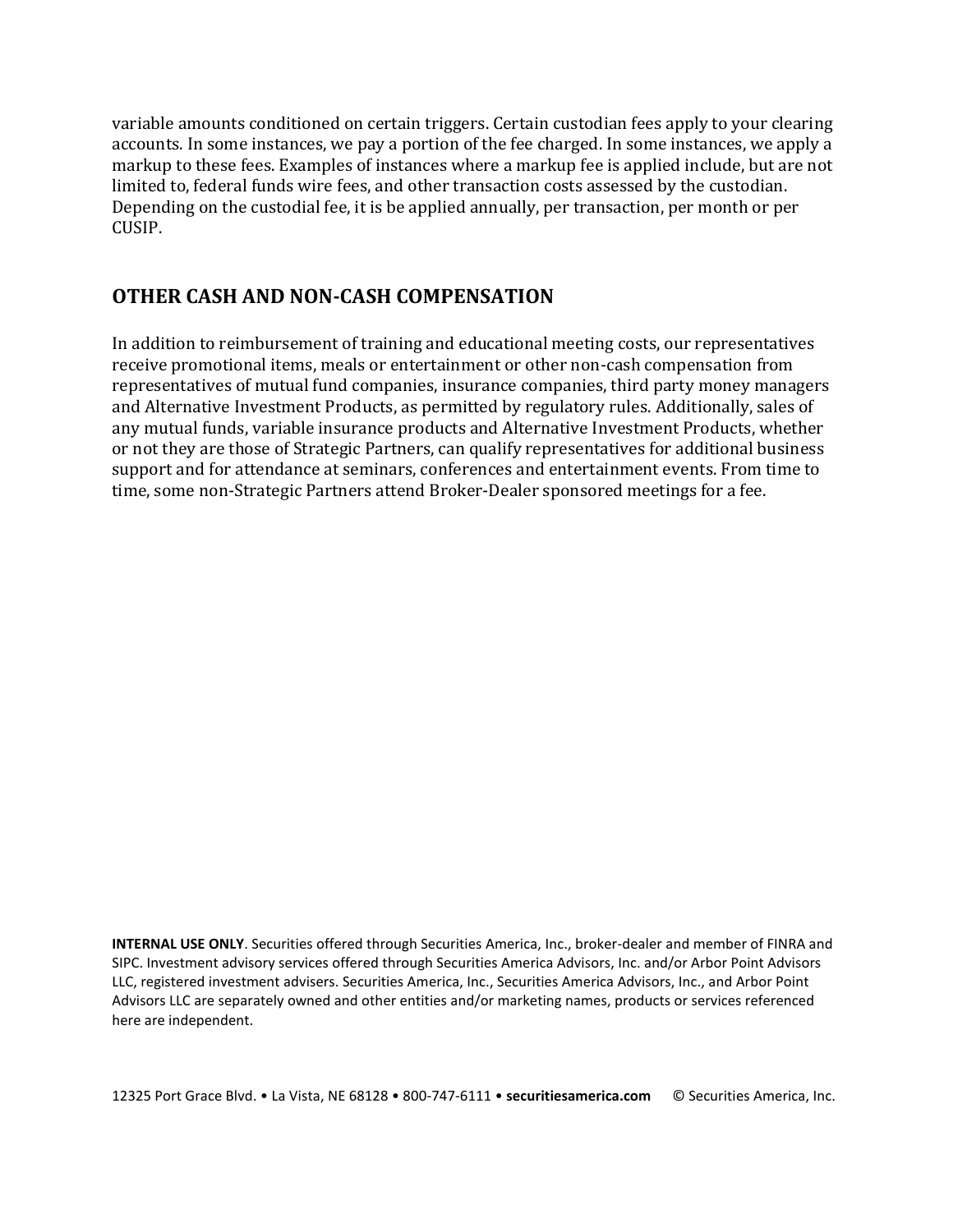variable amounts conditioned on certain triggers. Certain custodian fees apply to your clearing accounts. In some instances, we pay a portion of the fee charged. In some instances, we apply a markup to these fees. Examples of instances where a markup fee is applied include, but are not limited to, federal funds wire fees, and other transaction costs assessed by the custodian. Depending on the custodial fee, it is be applied annually, per transaction, per month or per CUSIP.

## OTHER CASH AND NON-CASH COMPENSATION

In addition to reimbursement of training and educational meeting costs, our representatives receive promotional items, meals or entertainment or other non-cash compensation from representatives of mutual fund companies, insurance companies, third party money managers and Alternative Investment Products, as permitted by regulatory rules. Additionally, sales of any mutual funds, variable insurance products and Alternative Investment Products, whether or not they are those of Strategic Partners, can qualify representatives for additional business support and for attendance at seminars, conferences and entertainment events. From time to time, some non-Strategic Partners attend Broker-Dealer sponsored meetings for a fee.

**INTERNAL USE ONLY**. Securities offered through Securities America, Inc., broker-dealer and member of FINRA and SIPC. Investment advisory services offered through Securities America Advisors, Inc. and/or Arbor Point Advisors LLC, registered investment advisers. Securities America, Inc., Securities America Advisors, Inc., and Arbor Point Advisors LLC are separately owned and other entities and/or marketing names, products or services referenced here are independent.

12325 Port Grace Blvd. • La Vista, NE 68128 • 800-747-6111 • **securitiesamerica.com** © Securities America, Inc.